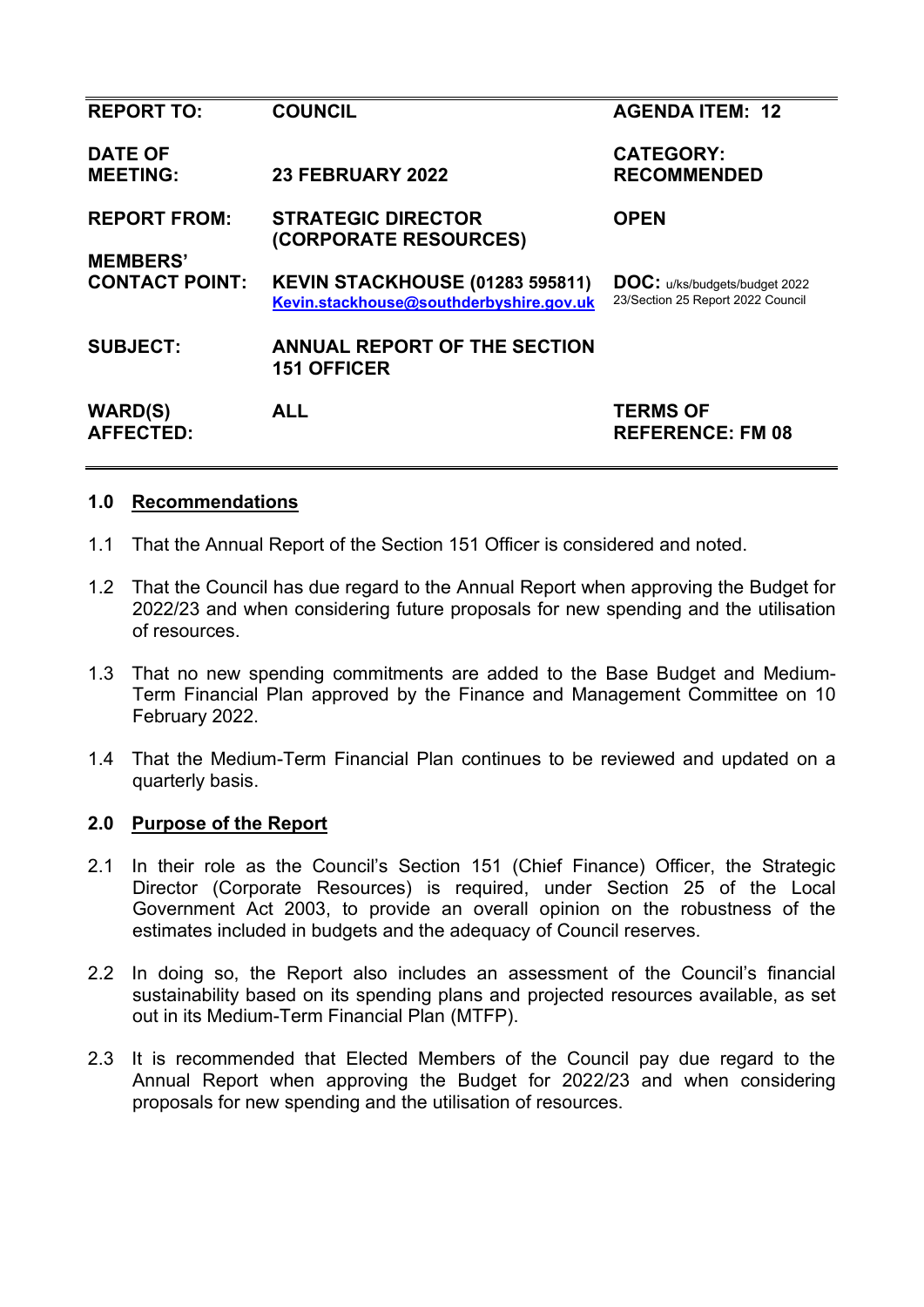| | | |
|---|---|---|
| **REPORT TO:** | **COUNCIL** | **AGENDA ITEM: 12** |
| **DATE OF MEETING:** | **23 FEBRUARY 2022** | **CATEGORY: RECOMMENDED** |
| **REPORT FROM:** | **STRATEGIC DIRECTOR (CORPORATE RESOURCES)** | **OPEN** |
| **MEMBERS' CONTACT POINT:** | **KEVIN STACKHOUSE (01283 595811)** [Kevin.stackhouse@southderbyshire.gov.uk](mailto:Kevin.stackhouse@southderbyshire.gov.uk) | **DOC:** u/ks/budgets/budget 2022 23/Section 25 Report 2022 Council |
| **SUBJECT:** | **ANNUAL REPORT OF THE SECTION 151 OFFICER** | |
| **WARD(S) AFFECTED:** | **ALL** | **TERMS OF REFERENCE: FM 08** |

## 1.0 Recommendations

1.1 That the Annual Report of the Section 151 Officer is considered and noted.

1.2 That the Council has due regard to the Annual Report when approving the Budget for 2022/23 and when considering future proposals for new spending and the utilisation of resources.

1.3 That no new spending commitments are added to the Base Budget and Medium-Term Financial Plan approved by the Finance and Management Committee on 10 February 2022.

1.4 That the Medium-Term Financial Plan continues to be reviewed and updated on a quarterly basis.

## 2.0 Purpose of the Report

2.1 In their role as the Council's Section 151 (Chief Finance) Officer, the Strategic Director (Corporate Resources) is required, under Section 25 of the Local Government Act 2003, to provide an overall opinion on the robustness of the estimates included in budgets and the adequacy of Council reserves.

2.2 In doing so, the Report also includes an assessment of the Council's financial sustainability based on its spending plans and projected resources available, as set out in its Medium-Term Financial Plan (MTFP).

2.3 It is recommended that Elected Members of the Council pay due regard to the Annual Report when approving the Budget for 2022/23 and when considering proposals for new spending and the utilisation of resources.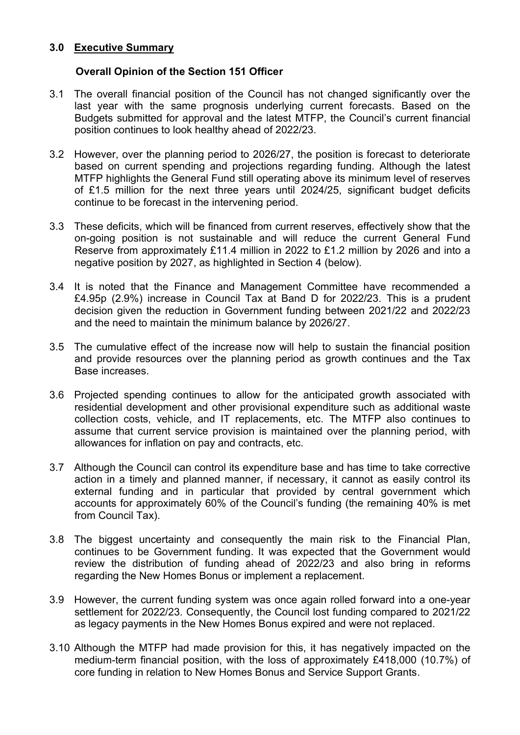## 3.0 Executive Summary

### Overall Opinion of the Section 151 Officer

3.1 The overall financial position of the Council has not changed significantly over the last year with the same prognosis underlying current forecasts. Based on the Budgets submitted for approval and the latest MTFP, the Council's current financial position continues to look healthy ahead of 2022/23.

3.2 However, over the planning period to 2026/27, the position is forecast to deteriorate based on current spending and projections regarding funding. Although the latest MTFP highlights the General Fund still operating above its minimum level of reserves of £1.5 million for the next three years until 2024/25, significant budget deficits continue to be forecast in the intervening period.

3.3 These deficits, which will be financed from current reserves, effectively show that the on-going position is not sustainable and will reduce the current General Fund Reserve from approximately £11.4 million in 2022 to £1.2 million by 2026 and into a negative position by 2027, as highlighted in Section 4 (below).

3.4 It is noted that the Finance and Management Committee have recommended a £4.95p (2.9%) increase in Council Tax at Band D for 2022/23. This is a prudent decision given the reduction in Government funding between 2021/22 and 2022/23 and the need to maintain the minimum balance by 2026/27.

3.5 The cumulative effect of the increase now will help to sustain the financial position and provide resources over the planning period as growth continues and the Tax Base increases.

3.6 Projected spending continues to allow for the anticipated growth associated with residential development and other provisional expenditure such as additional waste collection costs, vehicle, and IT replacements, etc. The MTFP also continues to assume that current service provision is maintained over the planning period, with allowances for inflation on pay and contracts, etc.

3.7 Although the Council can control its expenditure base and has time to take corrective action in a timely and planned manner, if necessary, it cannot as easily control its external funding and in particular that provided by central government which accounts for approximately 60% of the Council's funding (the remaining 40% is met from Council Tax).

3.8 The biggest uncertainty and consequently the main risk to the Financial Plan, continues to be Government funding. It was expected that the Government would review the distribution of funding ahead of 2022/23 and also bring in reforms regarding the New Homes Bonus or implement a replacement.

3.9 However, the current funding system was once again rolled forward into a one-year settlement for 2022/23. Consequently, the Council lost funding compared to 2021/22 as legacy payments in the New Homes Bonus expired and were not replaced.

3.10 Although the MTFP had made provision for this, it has negatively impacted on the medium-term financial position, with the loss of approximately £418,000 (10.7%) of core funding in relation to New Homes Bonus and Service Support Grants.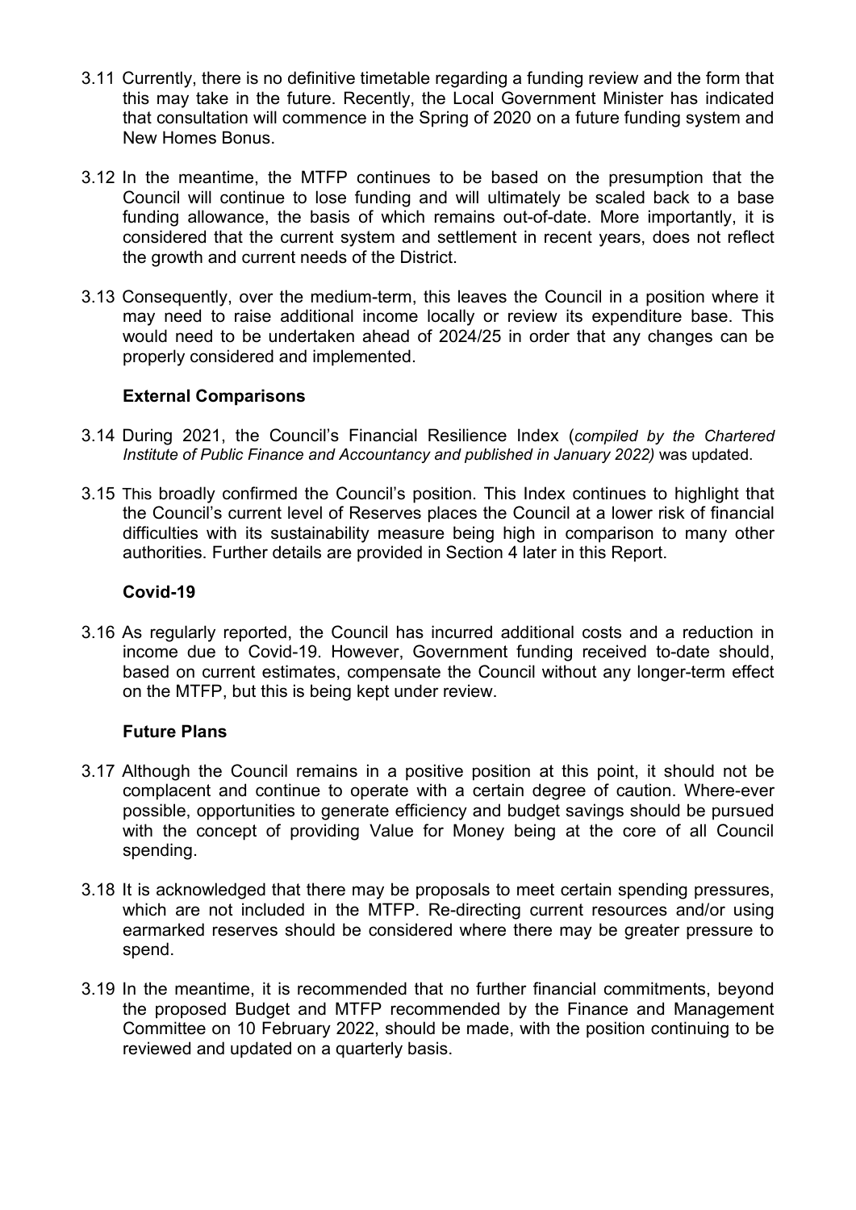3.11 Currently, there is no definitive timetable regarding a funding review and the form that this may take in the future. Recently, the Local Government Minister has indicated that consultation will commence in the Spring of 2020 on a future funding system and New Homes Bonus.

3.12 In the meantime, the MTFP continues to be based on the presumption that the Council will continue to lose funding and will ultimately be scaled back to a base funding allowance, the basis of which remains out-of-date. More importantly, it is considered that the current system and settlement in recent years, does not reflect the growth and current needs of the District.

3.13 Consequently, over the medium-term, this leaves the Council in a position where it may need to raise additional income locally or review its expenditure base. This would need to be undertaken ahead of 2024/25 in order that any changes can be properly considered and implemented.

**External Comparisons**

3.14 During 2021, the Council's Financial Resilience Index (*compiled by the Chartered Institute of Public Finance and Accountancy and published in January 2022)* was updated.

3.15 This broadly confirmed the Council's position. This Index continues to highlight that the Council's current level of Reserves places the Council at a lower risk of financial difficulties with its sustainability measure being high in comparison to many other authorities. Further details are provided in Section 4 later in this Report.

**Covid-19**

3.16 As regularly reported, the Council has incurred additional costs and a reduction in income due to Covid-19. However, Government funding received to-date should, based on current estimates, compensate the Council without any longer-term effect on the MTFP, but this is being kept under review.

**Future Plans**

3.17 Although the Council remains in a positive position at this point, it should not be complacent and continue to operate with a certain degree of caution. Where-ever possible, opportunities to generate efficiency and budget savings should be pursued with the concept of providing Value for Money being at the core of all Council spending.

3.18 It is acknowledged that there may be proposals to meet certain spending pressures, which are not included in the MTFP. Re-directing current resources and/or using earmarked reserves should be considered where there may be greater pressure to spend.

3.19 In the meantime, it is recommended that no further financial commitments, beyond the proposed Budget and MTFP recommended by the Finance and Management Committee on 10 February 2022, should be made, with the position continuing to be reviewed and updated on a quarterly basis.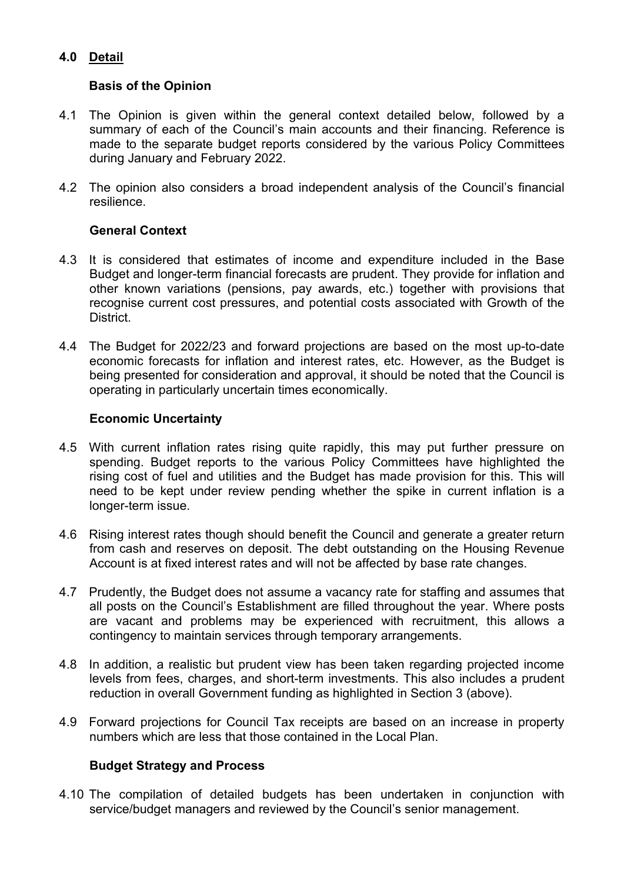## 4.0 Detail

### Basis of the Opinion

4.1 The Opinion is given within the general context detailed below, followed by a summary of each of the Council's main accounts and their financing. Reference is made to the separate budget reports considered by the various Policy Committees during January and February 2022.

4.2 The opinion also considers a broad independent analysis of the Council's financial resilience.

### General Context

4.3 It is considered that estimates of income and expenditure included in the Base Budget and longer-term financial forecasts are prudent. They provide for inflation and other known variations (pensions, pay awards, etc.) together with provisions that recognise current cost pressures, and potential costs associated with Growth of the District.

4.4 The Budget for 2022/23 and forward projections are based on the most up-to-date economic forecasts for inflation and interest rates, etc. However, as the Budget is being presented for consideration and approval, it should be noted that the Council is operating in particularly uncertain times economically.

### Economic Uncertainty

4.5 With current inflation rates rising quite rapidly, this may put further pressure on spending. Budget reports to the various Policy Committees have highlighted the rising cost of fuel and utilities and the Budget has made provision for this. This will need to be kept under review pending whether the spike in current inflation is a longer-term issue.

4.6 Rising interest rates though should benefit the Council and generate a greater return from cash and reserves on deposit. The debt outstanding on the Housing Revenue Account is at fixed interest rates and will not be affected by base rate changes.

4.7 Prudently, the Budget does not assume a vacancy rate for staffing and assumes that all posts on the Council's Establishment are filled throughout the year. Where posts are vacant and problems may be experienced with recruitment, this allows a contingency to maintain services through temporary arrangements.

4.8 In addition, a realistic but prudent view has been taken regarding projected income levels from fees, charges, and short-term investments. This also includes a prudent reduction in overall Government funding as highlighted in Section 3 (above).

4.9 Forward projections for Council Tax receipts are based on an increase in property numbers which are less that those contained in the Local Plan.

### Budget Strategy and Process

4.10 The compilation of detailed budgets has been undertaken in conjunction with service/budget managers and reviewed by the Council's senior management.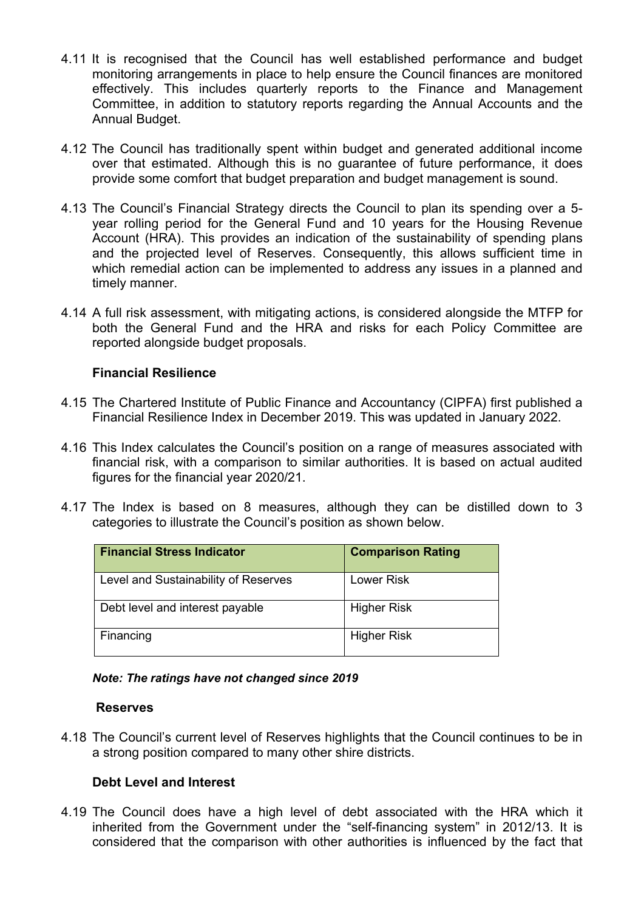4.11 It is recognised that the Council has well established performance and budget monitoring arrangements in place to help ensure the Council finances are monitored effectively. This includes quarterly reports to the Finance and Management Committee, in addition to statutory reports regarding the Annual Accounts and the Annual Budget.

4.12 The Council has traditionally spent within budget and generated additional income over that estimated. Although this is no guarantee of future performance, it does provide some comfort that budget preparation and budget management is sound.

4.13 The Council's Financial Strategy directs the Council to plan its spending over a 5-year rolling period for the General Fund and 10 years for the Housing Revenue Account (HRA). This provides an indication of the sustainability of spending plans and the projected level of Reserves. Consequently, this allows sufficient time in which remedial action can be implemented to address any issues in a planned and timely manner.

4.14 A full risk assessment, with mitigating actions, is considered alongside the MTFP for both the General Fund and the HRA and risks for each Policy Committee are reported alongside budget proposals.

**Financial Resilience**

4.15 The Chartered Institute of Public Finance and Accountancy (CIPFA) first published a Financial Resilience Index in December 2019. This was updated in January 2022.

4.16 This Index calculates the Council's position on a range of measures associated with financial risk, with a comparison to similar authorities. It is based on actual audited figures for the financial year 2020/21.

4.17 The Index is based on 8 measures, although they can be distilled down to 3 categories to illustrate the Council's position as shown below.

| Financial Stress Indicator | Comparison Rating |
|---|---|
| Level and Sustainability of Reserves | Lower Risk |
| Debt level and interest payable | Higher Risk |
| Financing | Higher Risk |

***Note: The ratings have not changed since 2019***

**Reserves**

4.18 The Council's current level of Reserves highlights that the Council continues to be in a strong position compared to many other shire districts.

**Debt Level and Interest**

4.19 The Council does have a high level of debt associated with the HRA which it inherited from the Government under the "self-financing system" in 2012/13. It is considered that the comparison with other authorities is influenced by the fact that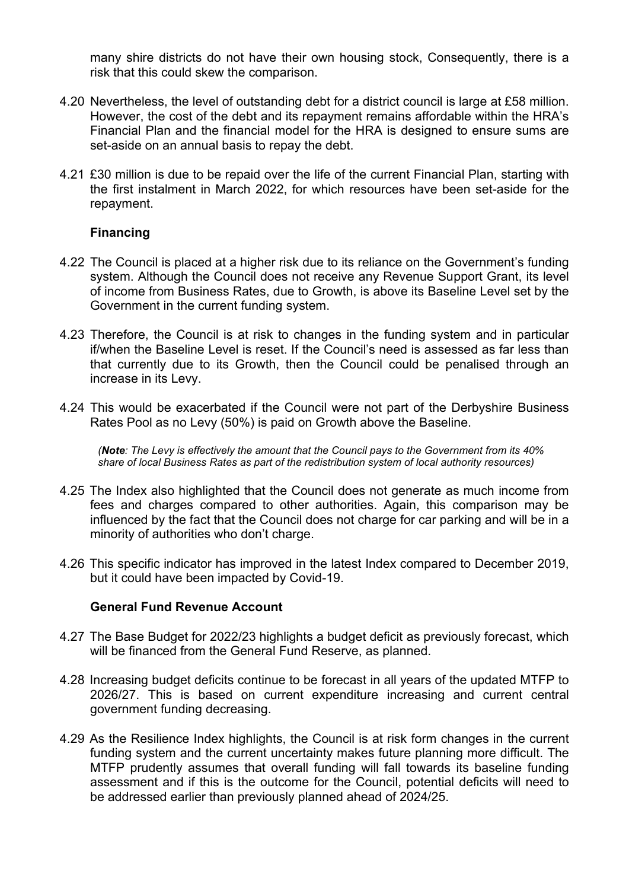many shire districts do not have their own housing stock, Consequently, there is a risk that this could skew the comparison.

4.20 Nevertheless, the level of outstanding debt for a district council is large at £58 million. However, the cost of the debt and its repayment remains affordable within the HRA's Financial Plan and the financial model for the HRA is designed to ensure sums are set-aside on an annual basis to repay the debt.

4.21 £30 million is due to be repaid over the life of the current Financial Plan, starting with the first instalment in March 2022, for which resources have been set-aside for the repayment.

**Financing**

4.22 The Council is placed at a higher risk due to its reliance on the Government's funding system. Although the Council does not receive any Revenue Support Grant, its level of income from Business Rates, due to Growth, is above its Baseline Level set by the Government in the current funding system.

4.23 Therefore, the Council is at risk to changes in the funding system and in particular if/when the Baseline Level is reset. If the Council's need is assessed as far less than that currently due to its Growth, then the Council could be penalised through an increase in its Levy.

4.24 This would be exacerbated if the Council were not part of the Derbyshire Business Rates Pool as no Levy (50%) is paid on Growth above the Baseline.

*(**Note**: The Levy is effectively the amount that the Council pays to the Government from its 40% share of local Business Rates as part of the redistribution system of local authority resources)*

4.25 The Index also highlighted that the Council does not generate as much income from fees and charges compared to other authorities. Again, this comparison may be influenced by the fact that the Council does not charge for car parking and will be in a minority of authorities who don't charge.

4.26 This specific indicator has improved in the latest Index compared to December 2019, but it could have been impacted by Covid-19.

**General Fund Revenue Account**

4.27 The Base Budget for 2022/23 highlights a budget deficit as previously forecast, which will be financed from the General Fund Reserve, as planned.

4.28 Increasing budget deficits continue to be forecast in all years of the updated MTFP to 2026/27. This is based on current expenditure increasing and current central government funding decreasing.

4.29 As the Resilience Index highlights, the Council is at risk form changes in the current funding system and the current uncertainty makes future planning more difficult. The MTFP prudently assumes that overall funding will fall towards its baseline funding assessment and if this is the outcome for the Council, potential deficits will need to be addressed earlier than previously planned ahead of 2024/25.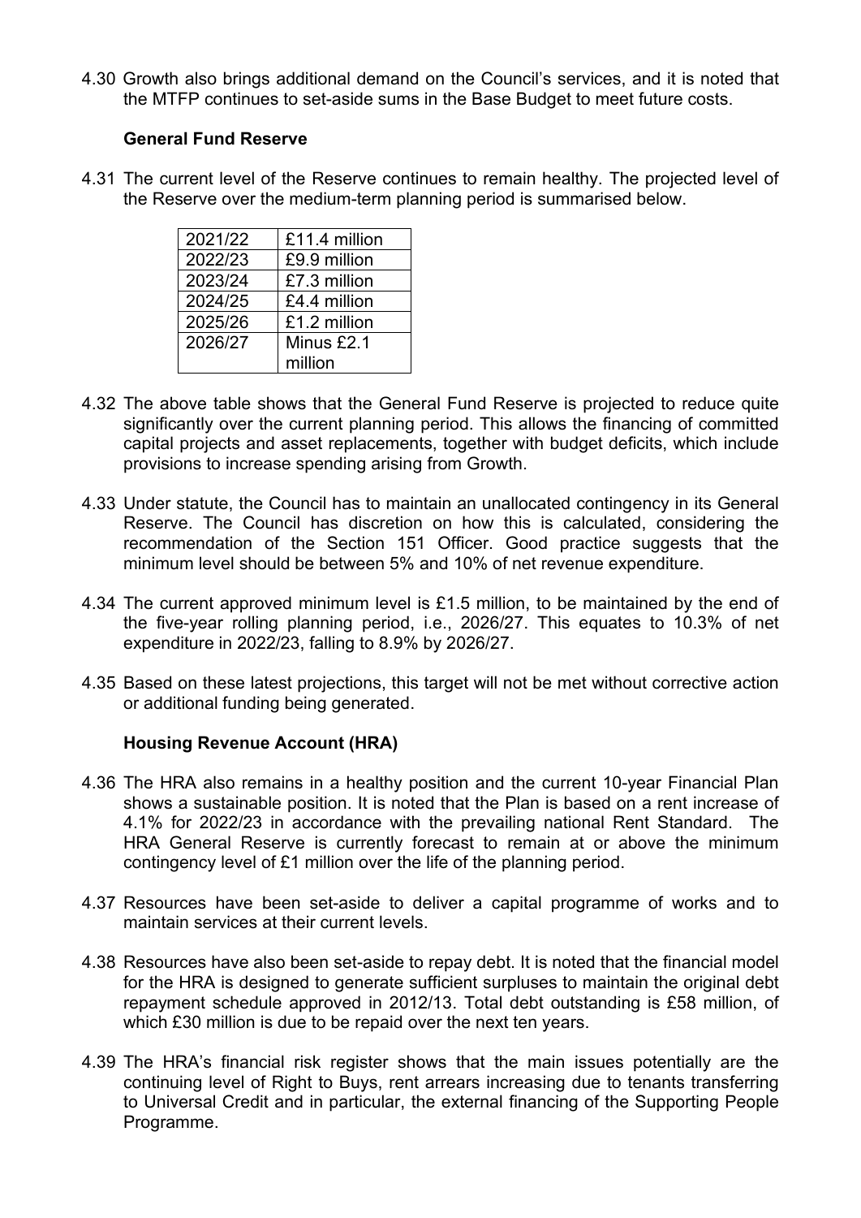4.30 Growth also brings additional demand on the Council's services, and it is noted that the MTFP continues to set-aside sums in the Base Budget to meet future costs.

**General Fund Reserve**

4.31 The current level of the Reserve continues to remain healthy. The projected level of the Reserve over the medium-term planning period is summarised below.

| | |
|---|---|
| 2021/22 | £11.4 million |
| 2022/23 | £9.9 million |
| 2023/24 | £7.3 million |
| 2024/25 | £4.4 million |
| 2025/26 | £1.2 million |
| 2026/27 | Minus £2.1 million |

4.32 The above table shows that the General Fund Reserve is projected to reduce quite significantly over the current planning period. This allows the financing of committed capital projects and asset replacements, together with budget deficits, which include provisions to increase spending arising from Growth.

4.33 Under statute, the Council has to maintain an unallocated contingency in its General Reserve. The Council has discretion on how this is calculated, considering the recommendation of the Section 151 Officer. Good practice suggests that the minimum level should be between 5% and 10% of net revenue expenditure.

4.34 The current approved minimum level is £1.5 million, to be maintained by the end of the five-year rolling planning period, i.e., 2026/27. This equates to 10.3% of net expenditure in 2022/23, falling to 8.9% by 2026/27.

4.35 Based on these latest projections, this target will not be met without corrective action or additional funding being generated.

**Housing Revenue Account (HRA)**

4.36 The HRA also remains in a healthy position and the current 10-year Financial Plan shows a sustainable position. It is noted that the Plan is based on a rent increase of 4.1% for 2022/23 in accordance with the prevailing national Rent Standard. The HRA General Reserve is currently forecast to remain at or above the minimum contingency level of £1 million over the life of the planning period.

4.37 Resources have been set-aside to deliver a capital programme of works and to maintain services at their current levels.

4.38 Resources have also been set-aside to repay debt. It is noted that the financial model for the HRA is designed to generate sufficient surpluses to maintain the original debt repayment schedule approved in 2012/13. Total debt outstanding is £58 million, of which £30 million is due to be repaid over the next ten years.

4.39 The HRA's financial risk register shows that the main issues potentially are the continuing level of Right to Buys, rent arrears increasing due to tenants transferring to Universal Credit and in particular, the external financing of the Supporting People Programme.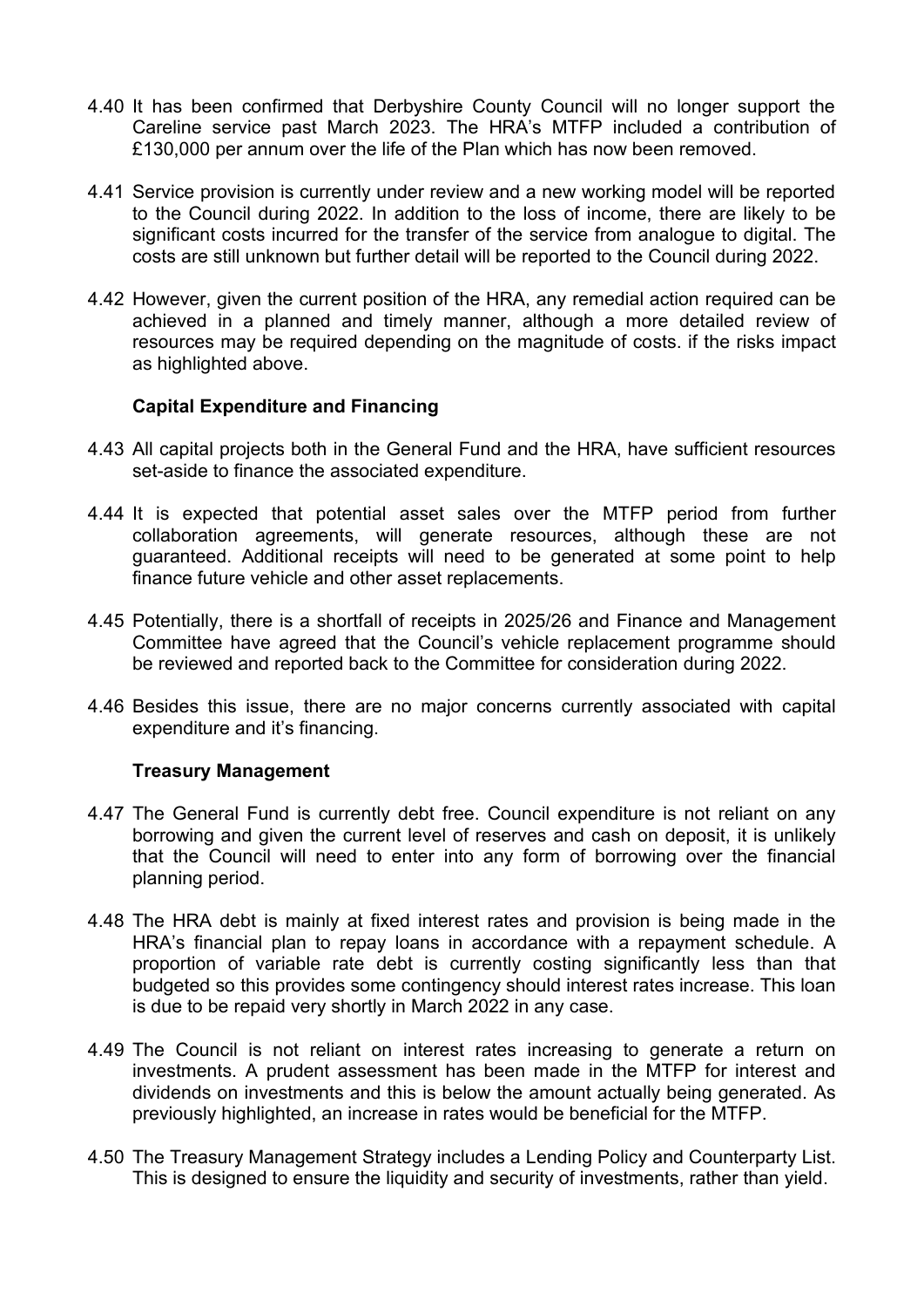4.40 It has been confirmed that Derbyshire County Council will no longer support the Careline service past March 2023. The HRA's MTFP included a contribution of £130,000 per annum over the life of the Plan which has now been removed.

4.41 Service provision is currently under review and a new working model will be reported to the Council during 2022. In addition to the loss of income, there are likely to be significant costs incurred for the transfer of the service from analogue to digital. The costs are still unknown but further detail will be reported to the Council during 2022.

4.42 However, given the current position of the HRA, any remedial action required can be achieved in a planned and timely manner, although a more detailed review of resources may be required depending on the magnitude of costs. if the risks impact as highlighted above.

**Capital Expenditure and Financing**

4.43 All capital projects both in the General Fund and the HRA, have sufficient resources set-aside to finance the associated expenditure.

4.44 It is expected that potential asset sales over the MTFP period from further collaboration agreements, will generate resources, although these are not guaranteed. Additional receipts will need to be generated at some point to help finance future vehicle and other asset replacements.

4.45 Potentially, there is a shortfall of receipts in 2025/26 and Finance and Management Committee have agreed that the Council's vehicle replacement programme should be reviewed and reported back to the Committee for consideration during 2022.

4.46 Besides this issue, there are no major concerns currently associated with capital expenditure and it's financing.

**Treasury Management**

4.47 The General Fund is currently debt free. Council expenditure is not reliant on any borrowing and given the current level of reserves and cash on deposit, it is unlikely that the Council will need to enter into any form of borrowing over the financial planning period.

4.48 The HRA debt is mainly at fixed interest rates and provision is being made in the HRA's financial plan to repay loans in accordance with a repayment schedule. A proportion of variable rate debt is currently costing significantly less than that budgeted so this provides some contingency should interest rates increase. This loan is due to be repaid very shortly in March 2022 in any case.

4.49 The Council is not reliant on interest rates increasing to generate a return on investments. A prudent assessment has been made in the MTFP for interest and dividends on investments and this is below the amount actually being generated. As previously highlighted, an increase in rates would be beneficial for the MTFP.

4.50 The Treasury Management Strategy includes a Lending Policy and Counterparty List. This is designed to ensure the liquidity and security of investments, rather than yield.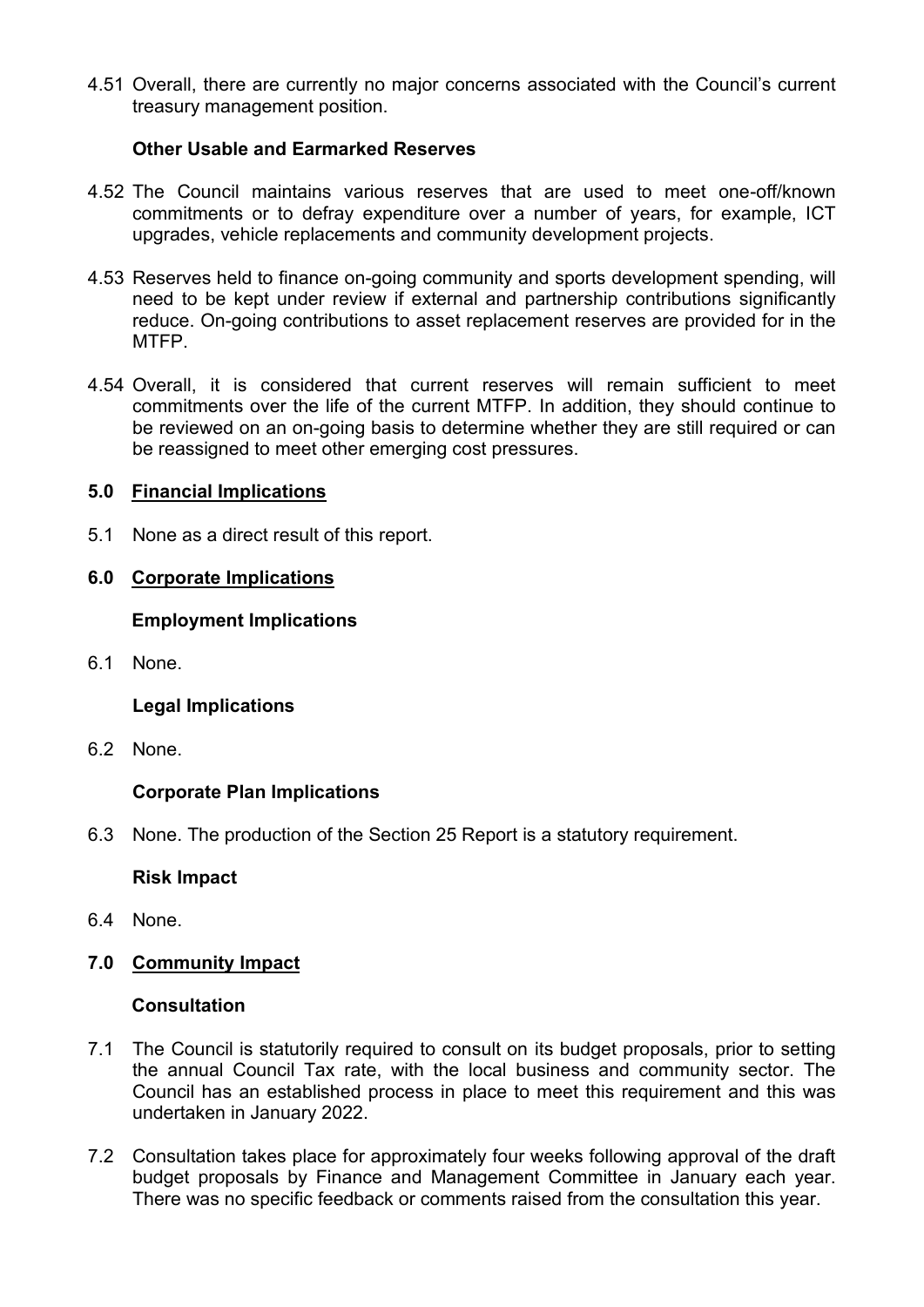4.51 Overall, there are currently no major concerns associated with the Council's current treasury management position.

**Other Usable and Earmarked Reserves**

4.52 The Council maintains various reserves that are used to meet one-off/known commitments or to defray expenditure over a number of years, for example, ICT upgrades, vehicle replacements and community development projects.

4.53 Reserves held to finance on-going community and sports development spending, will need to be kept under review if external and partnership contributions significantly reduce. On-going contributions to asset replacement reserves are provided for in the MTFP.

4.54 Overall, it is considered that current reserves will remain sufficient to meet commitments over the life of the current MTFP. In addition, they should continue to be reviewed on an on-going basis to determine whether they are still required or can be reassigned to meet other emerging cost pressures.

## 5.0 Financial Implications

5.1 None as a direct result of this report.

## 6.0 Corporate Implications

**Employment Implications**

6.1 None.

**Legal Implications**

6.2 None.

**Corporate Plan Implications**

6.3 None. The production of the Section 25 Report is a statutory requirement.

**Risk Impact**

6.4 None.

## 7.0 Community Impact

**Consultation**

7.1 The Council is statutorily required to consult on its budget proposals, prior to setting the annual Council Tax rate, with the local business and community sector. The Council has an established process in place to meet this requirement and this was undertaken in January 2022.

7.2 Consultation takes place for approximately four weeks following approval of the draft budget proposals by Finance and Management Committee in January each year. There was no specific feedback or comments raised from the consultation this year.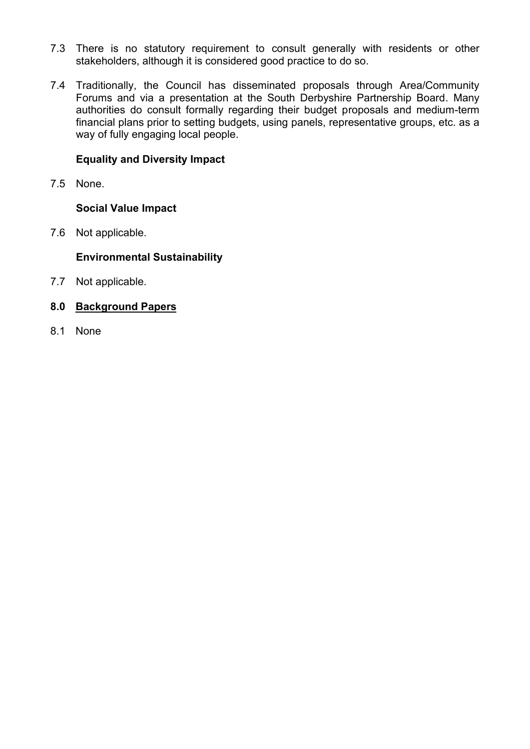7.3 There is no statutory requirement to consult generally with residents or other stakeholders, although it is considered good practice to do so.

7.4 Traditionally, the Council has disseminated proposals through Area/Community Forums and via a presentation at the South Derbyshire Partnership Board. Many authorities do consult formally regarding their budget proposals and medium-term financial plans prior to setting budgets, using panels, representative groups, etc. as a way of fully engaging local people.

**Equality and Diversity Impact**

7.5 None.

**Social Value Impact**

7.6 Not applicable.

**Environmental Sustainability**

7.7 Not applicable.

## 8.0 Background Papers

8.1 None